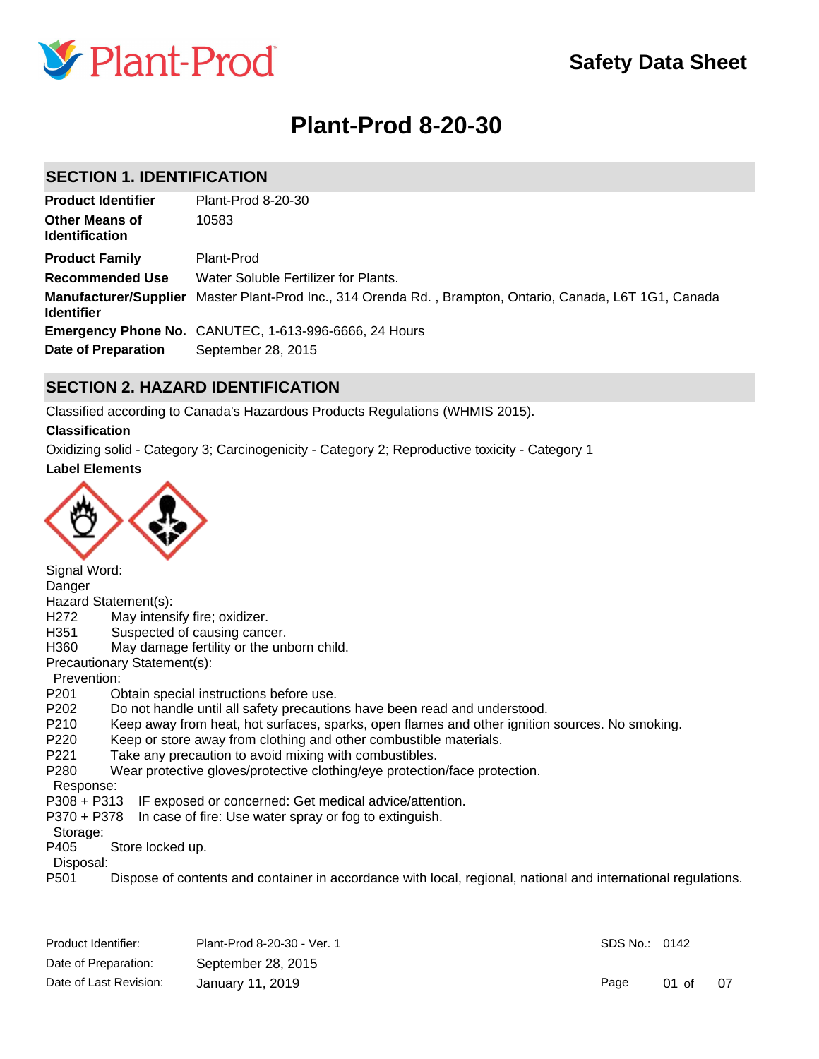Plant-Prod

# Safety Data Sheet

# Plant-Prod 8-20-30

## SECTION 1. IDENTIFICATION

| | |
|---|---|
| **Product Identifier** | Plant-Prod 8-20-30 |
| **Other Means of Identification** | 10583 |
| **Product Family** | Plant-Prod |
| **Recommended Use** | Water Soluble Fertilizer for Plants. |
| **Manufacturer/Supplier Identifier** | Master Plant-Prod Inc., 314 Orenda Rd. , Brampton, Ontario, Canada, L6T 1G1, Canada |
| **Emergency Phone No.** | CANUTEC, 1-613-996-6666, 24 Hours |
| **Date of Preparation** | September 28, 2015 |

## SECTION 2. HAZARD IDENTIFICATION

Classified according to Canada's Hazardous Products Regulations (WHMIS 2015).

**Classification**

Oxidizing solid - Category 3; Carcinogenicity - Category 2; Reproductive toxicity - Category 1

**Label Elements**

Signal Word:
Danger

Hazard Statement(s):

H272 May intensify fire; oxidizer.
H351 Suspected of causing cancer.
H360 May damage fertility or the unborn child.

Precautionary Statement(s):

Prevention:

P201 Obtain special instructions before use.
P202 Do not handle until all safety precautions have been read and understood.
P210 Keep away from heat, hot surfaces, sparks, open flames and other ignition sources. No smoking.
P220 Keep or store away from clothing and other combustible materials.
P221 Take any precaution to avoid mixing with combustibles.
P280 Wear protective gloves/protective clothing/eye protection/face protection.

Response:

P308 + P313 IF exposed or concerned: Get medical advice/attention.
P370 + P378 In case of fire: Use water spray or fog to extinguish.

Storage:

P405 Store locked up.

Disposal:

P501 Dispose of contents and container in accordance with local, regional, national and international regulations.

| | | | |
|---|---|---|---|
| Product Identifier: | Plant-Prod 8-20-30 - Ver. 1 | SDS No.: | 0142 |
| Date of Preparation: | September 28, 2015 | | |
| Date of Last Revision: | January 11, 2019 | | |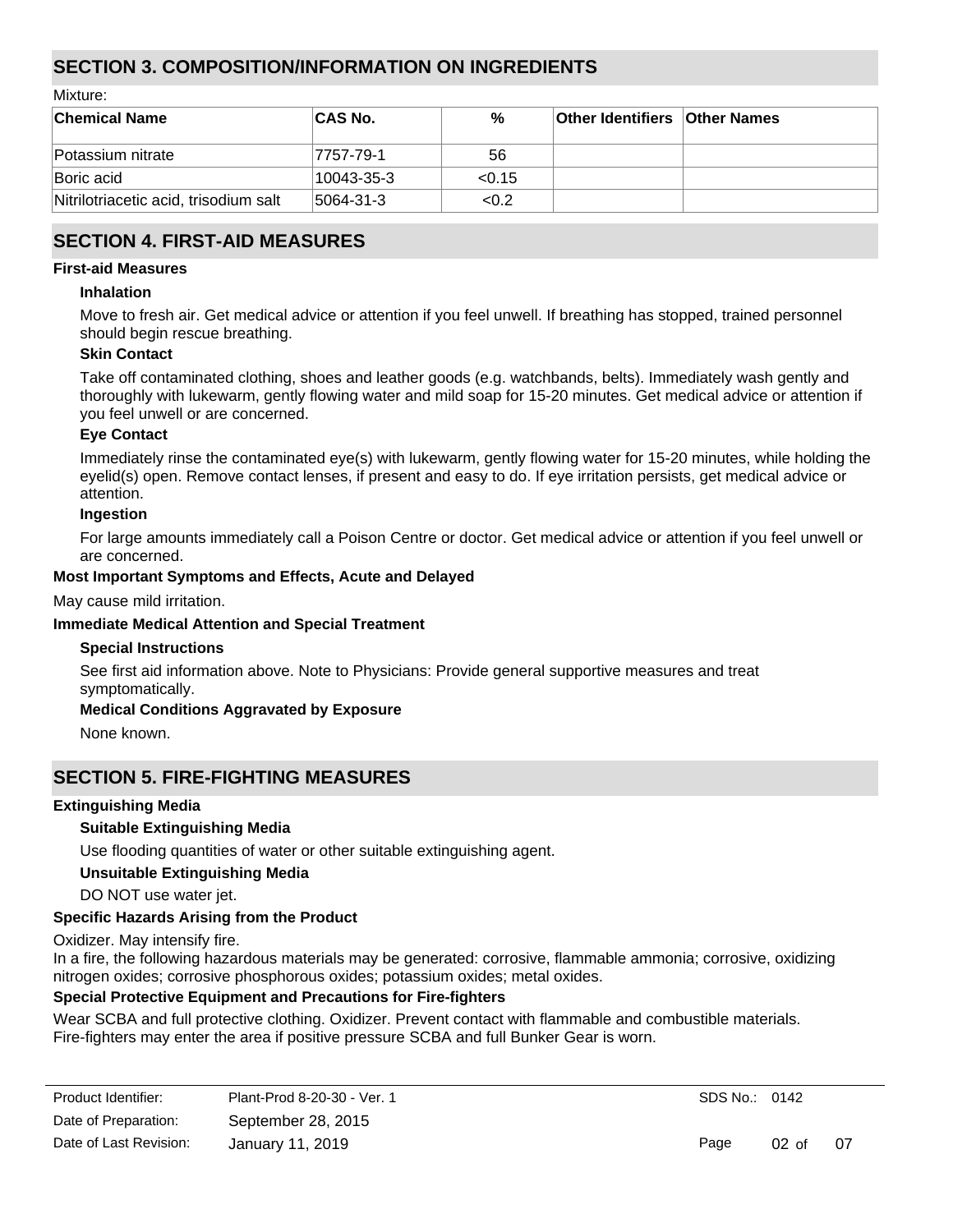## SECTION 3. COMPOSITION/INFORMATION ON INGREDIENTS

Mixture:

| Chemical Name | CAS No. | % | Other Identifiers | Other Names |
|---|---|---|---|---|
| Potassium nitrate | 7757-79-1 | 56 | | |
| Boric acid | 10043-35-3 | <0.15 | | |
| Nitrilotriacetic acid, trisodium salt | 5064-31-3 | <0.2 | | |

## SECTION 4. FIRST-AID MEASURES

**First-aid Measures**

**Inhalation**

Move to fresh air. Get medical advice or attention if you feel unwell. If breathing has stopped, trained personnel should begin rescue breathing.

**Skin Contact**

Take off contaminated clothing, shoes and leather goods (e.g. watchbands, belts). Immediately wash gently and thoroughly with lukewarm, gently flowing water and mild soap for 15-20 minutes. Get medical advice or attention if you feel unwell or are concerned.

**Eye Contact**

Immediately rinse the contaminated eye(s) with lukewarm, gently flowing water for 15-20 minutes, while holding the eyelid(s) open. Remove contact lenses, if present and easy to do. If eye irritation persists, get medical advice or attention.

**Ingestion**

For large amounts immediately call a Poison Centre or doctor. Get medical advice or attention if you feel unwell or are concerned.

**Most Important Symptoms and Effects, Acute and Delayed**

May cause mild irritation.

**Immediate Medical Attention and Special Treatment**

**Special Instructions**

See first aid information above. Note to Physicians: Provide general supportive measures and treat symptomatically.

**Medical Conditions Aggravated by Exposure**

None known.

## SECTION 5. FIRE-FIGHTING MEASURES

**Extinguishing Media**

**Suitable Extinguishing Media**

Use flooding quantities of water or other suitable extinguishing agent.

**Unsuitable Extinguishing Media**

DO NOT use water jet.

**Specific Hazards Arising from the Product**

Oxidizer. May intensify fire.
In a fire, the following hazardous materials may be generated: corrosive, flammable ammonia; corrosive, oxidizing nitrogen oxides; corrosive phosphorous oxides; potassium oxides; metal oxides.

**Special Protective Equipment and Precautions for Fire-fighters**

Wear SCBA and full protective clothing. Oxidizer. Prevent contact with flammable and combustible materials.
Fire-fighters may enter the area if positive pressure SCBA and full Bunker Gear is worn.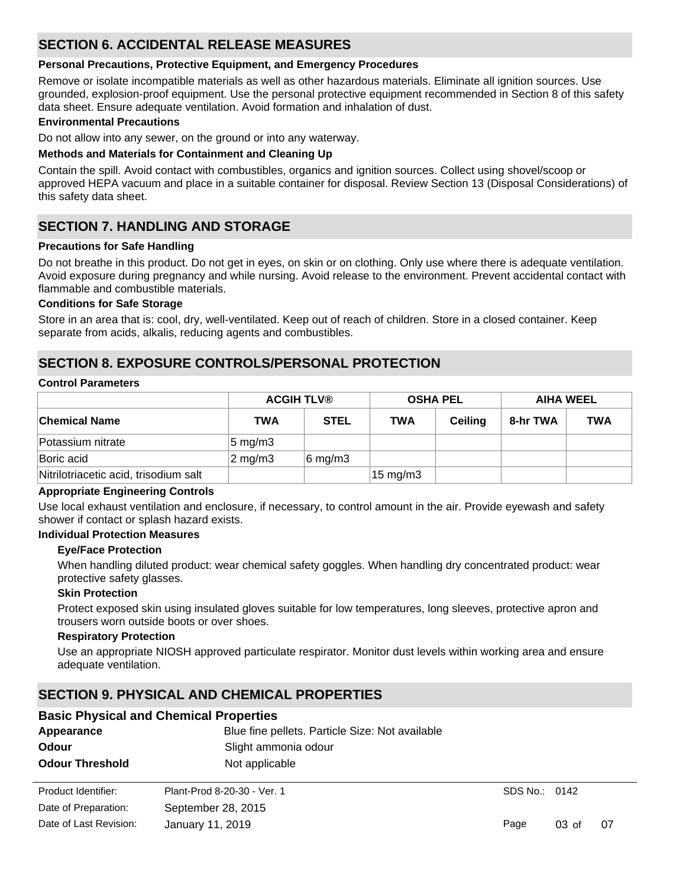## SECTION 6. ACCIDENTAL RELEASE MEASURES

### Personal Precautions, Protective Equipment, and Emergency Procedures

Remove or isolate incompatible materials as well as other hazardous materials. Eliminate all ignition sources. Use grounded, explosion-proof equipment. Use the personal protective equipment recommended in Section 8 of this safety data sheet. Ensure adequate ventilation. Avoid formation and inhalation of dust.

### Environmental Precautions

Do not allow into any sewer, on the ground or into any waterway.

### Methods and Materials for Containment and Cleaning Up

Contain the spill. Avoid contact with combustibles, organics and ignition sources. Collect using shovel/scoop or approved HEPA vacuum and place in a suitable container for disposal. Review Section 13 (Disposal Considerations) of this safety data sheet.

## SECTION 7. HANDLING AND STORAGE

### Precautions for Safe Handling

Do not breathe in this product. Do not get in eyes, on skin or on clothing. Only use where there is adequate ventilation. Avoid exposure during pregnancy and while nursing. Avoid release to the environment. Prevent accidental contact with flammable and combustible materials.

### Conditions for Safe Storage

Store in an area that is: cool, dry, well-ventilated. Keep out of reach of children. Store in a closed container. Keep separate from acids, alkalis, reducing agents and combustibles.

## SECTION 8. EXPOSURE CONTROLS/PERSONAL PROTECTION

### Control Parameters

| | ACGIH TLV® | | OSHA PEL | | AIHA WEEL | |
|---|---|---|---|---|---|---|
| **Chemical Name** | **TWA** | **STEL** | **TWA** | **Ceiling** | **8-hr TWA** | **TWA** |
| Potassium nitrate | 5 mg/m3 | | | | | |
| Boric acid | 2 mg/m3 | 6 mg/m3 | | | | |
| Nitrilotriacetic acid, trisodium salt | | | 15 mg/m3 | | | |

### Appropriate Engineering Controls

Use local exhaust ventilation and enclosure, if necessary, to control amount in the air. Provide eyewash and safety shower if contact or splash hazard exists.

### Individual Protection Measures

#### Eye/Face Protection

When handling diluted product: wear chemical safety goggles. When handling dry concentrated product: wear protective safety glasses.

#### Skin Protection

Protect exposed skin using insulated gloves suitable for low temperatures, long sleeves, protective apron and trousers worn outside boots or over shoes.

#### Respiratory Protection

Use an appropriate NIOSH approved particulate respirator. Monitor dust levels within working area and ensure adequate ventilation.

## SECTION 9. PHYSICAL AND CHEMICAL PROPERTIES

### Basic Physical and Chemical Properties

**Appearance** Blue fine pellets. Particle Size: Not available

**Odour** Slight ammonia odour

**Odour Threshold** Not applicable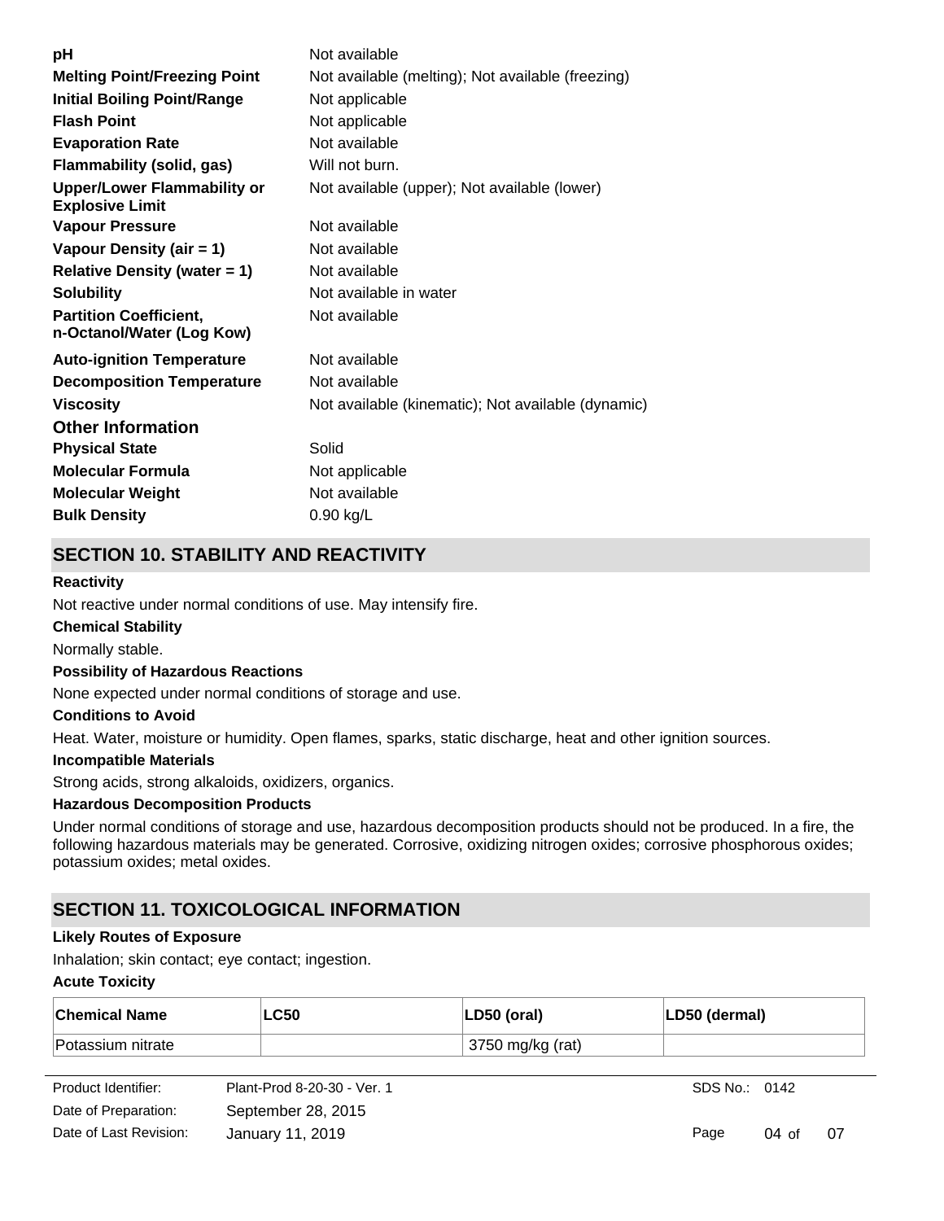| | |
|---|---|
| **pH** | Not available |
| **Melting Point/Freezing Point** | Not available (melting); Not available (freezing) |
| **Initial Boiling Point/Range** | Not applicable |
| **Flash Point** | Not applicable |
| **Evaporation Rate** | Not available |
| **Flammability (solid, gas)** | Will not burn. |
| **Upper/Lower Flammability or Explosive Limit** | Not available (upper); Not available (lower) |
| **Vapour Pressure** | Not available |
| **Vapour Density (air = 1)** | Not available |
| **Relative Density (water = 1)** | Not available |
| **Solubility** | Not available in water |
| **Partition Coefficient, n-Octanol/Water (Log Kow)** | Not available |
| **Auto-ignition Temperature** | Not available |
| **Decomposition Temperature** | Not available |
| **Viscosity** | Not available (kinematic); Not available (dynamic) |

### Other Information

| | |
|---|---|
| **Physical State** | Solid |
| **Molecular Formula** | Not applicable |
| **Molecular Weight** | Not available |
| **Bulk Density** | 0.90 kg/L |

## SECTION 10. STABILITY AND REACTIVITY

**Reactivity**

Not reactive under normal conditions of use. May intensify fire.

**Chemical Stability**

Normally stable.

**Possibility of Hazardous Reactions**

None expected under normal conditions of storage and use.

**Conditions to Avoid**

Heat. Water, moisture or humidity. Open flames, sparks, static discharge, heat and other ignition sources.

**Incompatible Materials**

Strong acids, strong alkaloids, oxidizers, organics.

**Hazardous Decomposition Products**

Under normal conditions of storage and use, hazardous decomposition products should not be produced. In a fire, the following hazardous materials may be generated. Corrosive, oxidizing nitrogen oxides; corrosive phosphorous oxides; potassium oxides; metal oxides.

## SECTION 11. TOXICOLOGICAL INFORMATION

**Likely Routes of Exposure**

Inhalation; skin contact; eye contact; ingestion.

**Acute Toxicity**

| Chemical Name | LC50 | LD50 (oral) | LD50 (dermal) |
|---|---|---|---|
| Potassium nitrate | | 3750 mg/kg (rat) | |

| | | |
|---|---|---|
| Product Identifier: | Plant-Prod 8-20-30 - Ver. 1 | SDS No.: 0142 |
| Date of Preparation: | September 28, 2015 | |
| Date of Last Revision: | January 11, 2019 | |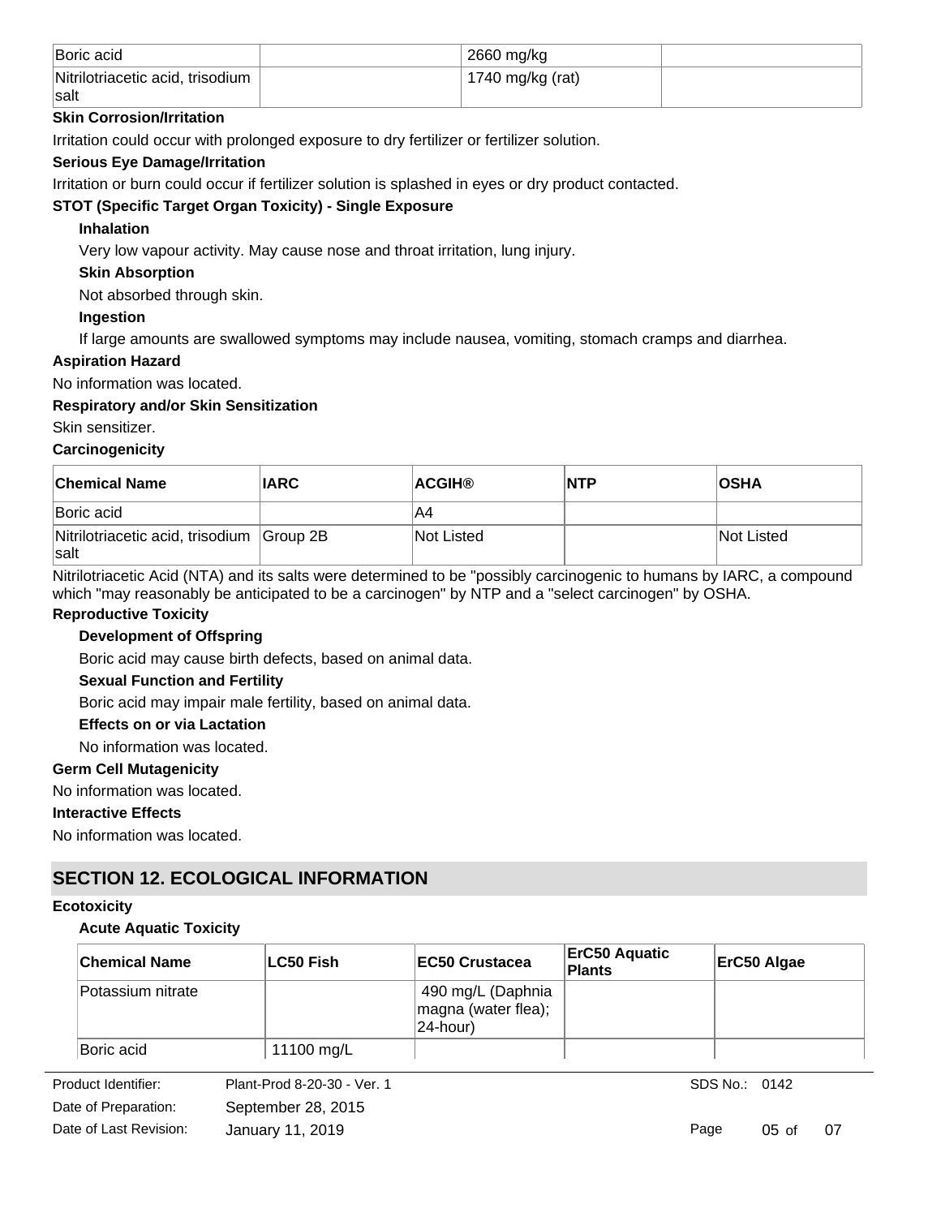| Boric acid | | 2660 mg/kg | |
|---|---|---|---|
| Nitrilotriacetic acid, trisodium salt | | 1740 mg/kg (rat) | |

**Skin Corrosion/Irritation**

Irritation could occur with prolonged exposure to dry fertilizer or fertilizer solution.

**Serious Eye Damage/Irritation**

Irritation or burn could occur if fertilizer solution is splashed in eyes or dry product contacted.

**STOT (Specific Target Organ Toxicity) - Single Exposure**

**Inhalation**

Very low vapour activity. May cause nose and throat irritation, lung injury.

**Skin Absorption**

Not absorbed through skin.

**Ingestion**

If large amounts are swallowed symptoms may include nausea, vomiting, stomach cramps and diarrhea.

**Aspiration Hazard**

No information was located.

**Respiratory and/or Skin Sensitization**

Skin sensitizer.

**Carcinogenicity**

| Chemical Name | IARC | ACGIH® | NTP | OSHA |
|---|---|---|---|---|
| Boric acid | | A4 | | |
| Nitrilotriacetic acid, trisodium salt | Group 2B | Not Listed | | Not Listed |

Nitrilotriacetic Acid (NTA) and its salts were determined to be "possibly carcinogenic to humans by IARC, a compound which "may reasonably be anticipated to be a carcinogen" by NTP and a "select carcinogen" by OSHA.

**Reproductive Toxicity**

**Development of Offspring**

Boric acid may cause birth defects, based on animal data.

**Sexual Function and Fertility**

Boric acid may impair male fertility, based on animal data.

**Effects on or via Lactation**

No information was located.

**Germ Cell Mutagenicity**

No information was located.

**Interactive Effects**

No information was located.

## SECTION 12. ECOLOGICAL INFORMATION

**Ecotoxicity**

**Acute Aquatic Toxicity**

| Chemical Name | LC50 Fish | EC50 Crustacea | ErC50 Aquatic Plants | ErC50 Algae |
|---|---|---|---|---|
| Potassium nitrate | | 490 mg/L (Daphnia magna (water flea); 24-hour) | | |
| Boric acid | 11100 mg/L | | | |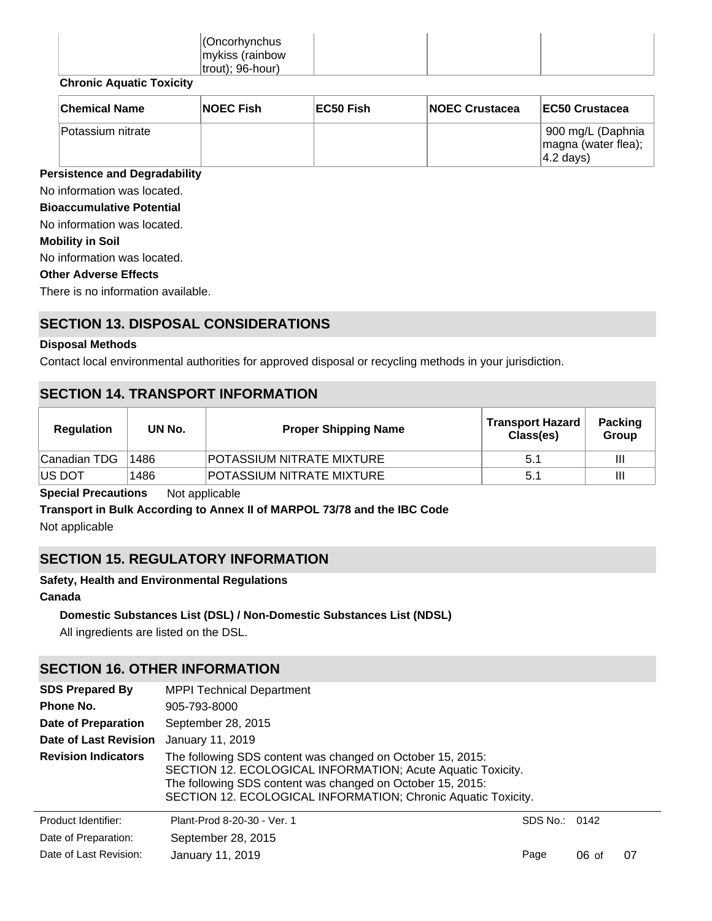| | (Oncorhynchus mykiss (rainbow trout); 96-hour) | | | |
|---|---|---|---|---|

**Chronic Aquatic Toxicity**

| Chemical Name | NOEC Fish | EC50 Fish | NOEC Crustacea | EC50 Crustacea |
|---|---|---|---|---|
| Potassium nitrate | | | | 900 mg/L (Daphnia magna (water flea); 4.2 days) |

**Persistence and Degradability**

No information was located.

**Bioaccumulative Potential**

No information was located.

**Mobility in Soil**

No information was located.

**Other Adverse Effects**

There is no information available.

## SECTION 13. DISPOSAL CONSIDERATIONS

**Disposal Methods**

Contact local environmental authorities for approved disposal or recycling methods in your jurisdiction.

## SECTION 14. TRANSPORT INFORMATION

| Regulation | UN No. | Proper Shipping Name | Transport Hazard Class(es) | Packing Group |
|---|---|---|---|---|
| Canadian TDG | 1486 | POTASSIUM NITRATE MIXTURE | 5.1 | III |
| US DOT | 1486 | POTASSIUM NITRATE MIXTURE | 5.1 | III |

**Special Precautions** Not applicable

**Transport in Bulk According to Annex II of MARPOL 73/78 and the IBC Code**

Not applicable

## SECTION 15. REGULATORY INFORMATION

**Safety, Health and Environmental Regulations**

**Canada**

**Domestic Substances List (DSL) / Non-Domestic Substances List (NDSL)**

All ingredients are listed on the DSL.

## SECTION 16. OTHER INFORMATION

**SDS Prepared By** MPPI Technical Department

**Phone No.** 905-793-8000

**Date of Preparation** September 28, 2015

**Date of Last Revision** January 11, 2019

**Revision Indicators** The following SDS content was changed on October 15, 2015: SECTION 12. ECOLOGICAL INFORMATION; Acute Aquatic Toxicity. The following SDS content was changed on October 15, 2015: SECTION 12. ECOLOGICAL INFORMATION; Chronic Aquatic Toxicity.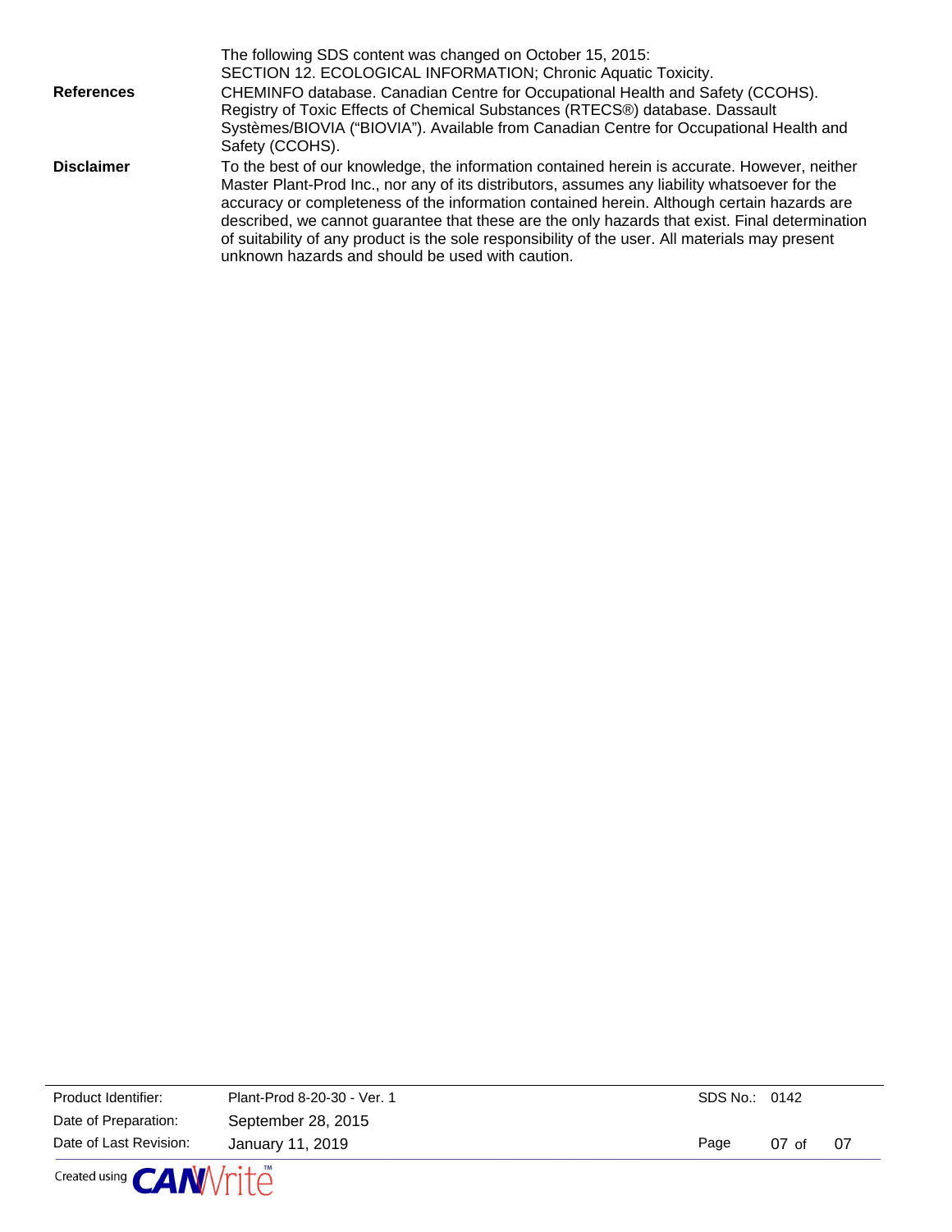The following SDS content was changed on October 15, 2015:
SECTION 12. ECOLOGICAL INFORMATION; Chronic Aquatic Toxicity.

**References**

CHEMINFO database. Canadian Centre for Occupational Health and Safety (CCOHS). Registry of Toxic Effects of Chemical Substances (RTECS®) database. Dassault Systèmes/BIOVIA ("BIOVIA"). Available from Canadian Centre for Occupational Health and Safety (CCOHS).

**Disclaimer**

To the best of our knowledge, the information contained herein is accurate. However, neither Master Plant-Prod Inc., nor any of its distributors, assumes any liability whatsoever for the accuracy or completeness of the information contained herein. Although certain hazards are described, we cannot guarantee that these are the only hazards that exist. Final determination of suitability of any product is the sole responsibility of the user. All materials may present unknown hazards and should be used with caution.